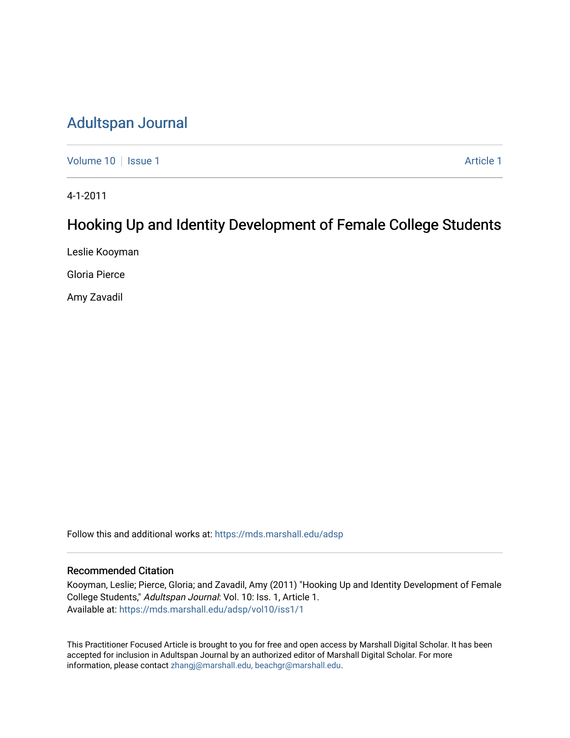# Adultspan Journal

Volume 10 | Issue 1 Article 1

4-1-2011

## Hooking Up and Identity Development of Female College Students

Leslie Kooyman

Gloria Pierce

Amy Zavadil

Follow this and additional works at: https://mds.marshall.edu/adsp

### Recommended Citation

Kooyman, Leslie; Pierce, Gloria; and Zavadil, Amy (2011) "Hooking Up and Identity Development of Female College Students," *Adultspan Journal*: Vol. 10: Iss. 1, Article 1.
Available at: https://mds.marshall.edu/adsp/vol10/iss1/1

This Practitioner Focused Article is brought to you for free and open access by Marshall Digital Scholar. It has been accepted for inclusion in Adultspan Journal by an authorized editor of Marshall Digital Scholar. For more information, please contact zhangj@marshall.edu, beachgr@marshall.edu.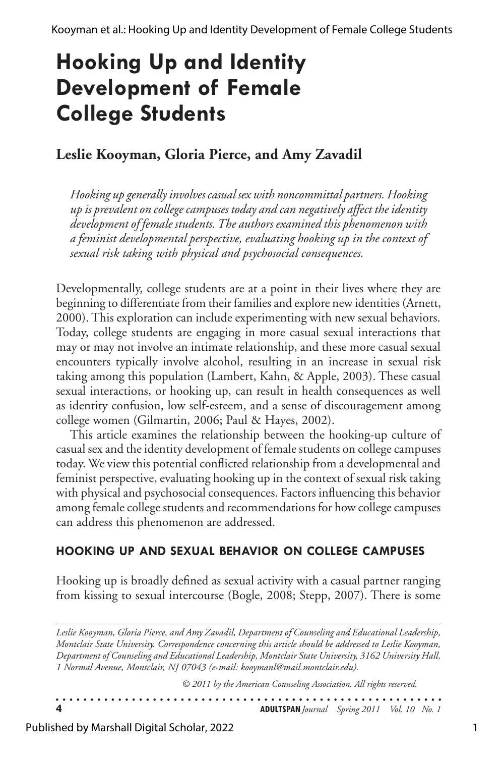# Hooking Up and Identity Development of Female College Students

**Leslie Kooyman, Gloria Pierce, and Amy Zavadil**

*Hooking up generally involves casual sex with noncommittal partners. Hooking up is prevalent on college campuses today and can negatively affect the identity development of female students. The authors examined this phenomenon with a feminist developmental perspective, evaluating hooking up in the context of sexual risk taking with physical and psychosocial consequences.*

Developmentally, college students are at a point in their lives where they are beginning to differentiate from their families and explore new identities (Arnett, 2000). This exploration can include experimenting with new sexual behaviors. Today, college students are engaging in more casual sexual interactions that may or may not involve an intimate relationship, and these more casual sexual encounters typically involve alcohol, resulting in an increase in sexual risk taking among this population (Lambert, Kahn, & Apple, 2003). These casual sexual interactions, or hooking up, can result in health consequences as well as identity confusion, low self-esteem, and a sense of discouragement among college women (Gilmartin, 2006; Paul & Hayes, 2002).

This article examines the relationship between the hooking-up culture of casual sex and the identity development of female students on college campuses today. We view this potential conflicted relationship from a developmental and feminist perspective, evaluating hooking up in the context of sexual risk taking with physical and psychosocial consequences. Factors influencing this behavior among female college students and recommendations for how college campuses can address this phenomenon are addressed.

## HOOKING UP AND SEXUAL BEHAVIOR ON COLLEGE CAMPUSES

Hooking up is broadly defined as sexual activity with a casual partner ranging from kissing to sexual intercourse (Bogle, 2008; Stepp, 2007). There is some

*Leslie Kooyman, Gloria Pierce, and Amy Zavadil, Department of Counseling and Educational Leadership, Montclair State University. Correspondence concerning this article should be addressed to Leslie Kooyman, Department of Counseling and Educational Leadership, Montclair State University, 3162 University Hall, 1 Normal Avenue, Montclair, NJ 07043 (e-mail: kooymanl@mail.montclair.edu).*

*© 2011 by the American Counseling Association. All rights reserved.*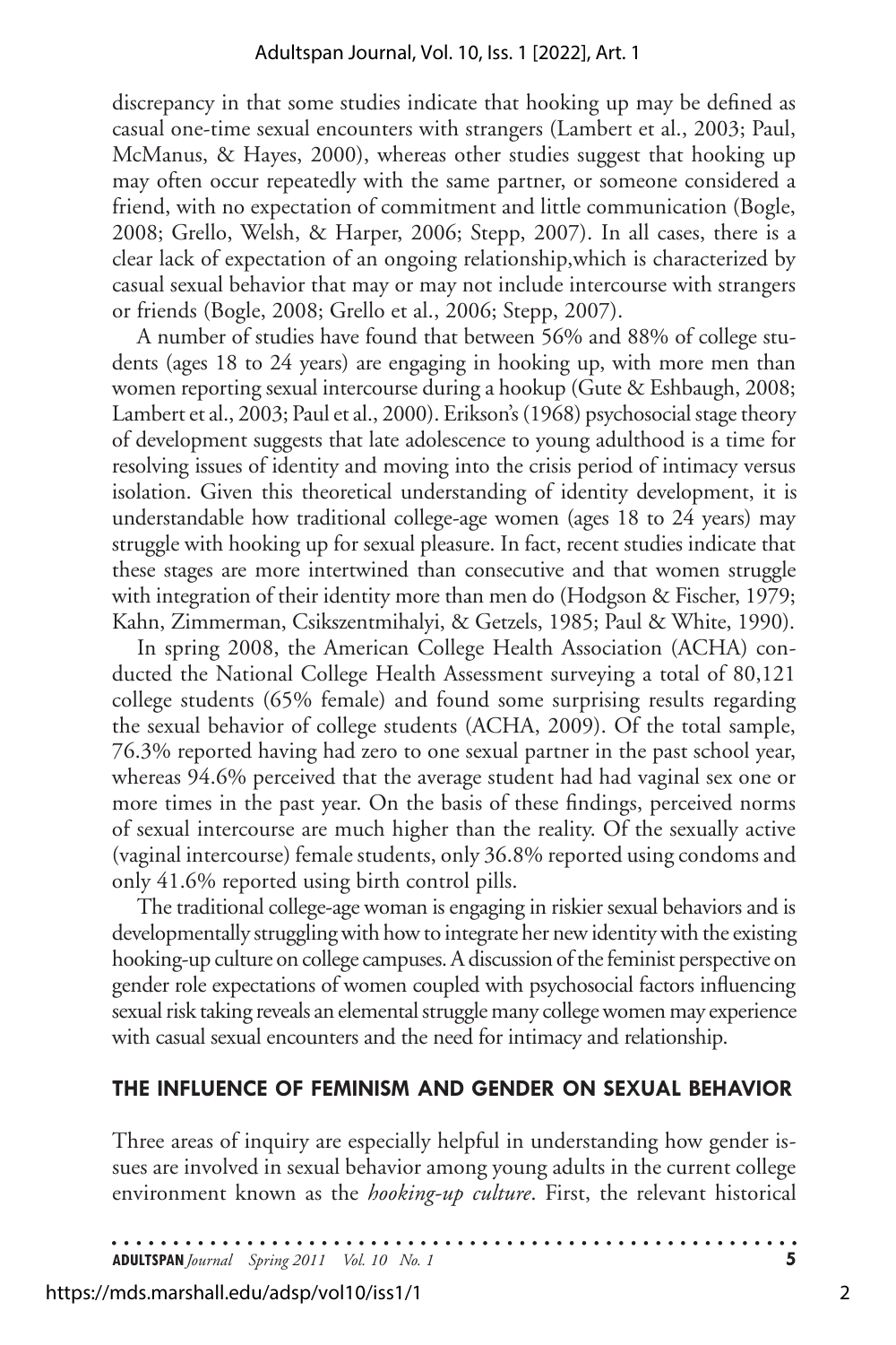discrepancy in that some studies indicate that hooking up may be defined as casual one-time sexual encounters with strangers (Lambert et al., 2003; Paul, McManus, & Hayes, 2000), whereas other studies suggest that hooking up may often occur repeatedly with the same partner, or someone considered a friend, with no expectation of commitment and little communication (Bogle, 2008; Grello, Welsh, & Harper, 2006; Stepp, 2007). In all cases, there is a clear lack of expectation of an ongoing relationship,which is characterized by casual sexual behavior that may or may not include intercourse with strangers or friends (Bogle, 2008; Grello et al., 2006; Stepp, 2007).

A number of studies have found that between 56% and 88% of college students (ages 18 to 24 years) are engaging in hooking up, with more men than women reporting sexual intercourse during a hookup (Gute & Eshbaugh, 2008; Lambert et al., 2003; Paul et al., 2000). Erikson's (1968) psychosocial stage theory of development suggests that late adolescence to young adulthood is a time for resolving issues of identity and moving into the crisis period of intimacy versus isolation. Given this theoretical understanding of identity development, it is understandable how traditional college-age women (ages 18 to 24 years) may struggle with hooking up for sexual pleasure. In fact, recent studies indicate that these stages are more intertwined than consecutive and that women struggle with integration of their identity more than men do (Hodgson & Fischer, 1979; Kahn, Zimmerman, Csikszentmihalyi, & Getzels, 1985; Paul & White, 1990).

In spring 2008, the American College Health Association (ACHA) conducted the National College Health Assessment surveying a total of 80,121 college students (65% female) and found some surprising results regarding the sexual behavior of college students (ACHA, 2009). Of the total sample, 76.3% reported having had zero to one sexual partner in the past school year, whereas 94.6% perceived that the average student had had vaginal sex one or more times in the past year. On the basis of these findings, perceived norms of sexual intercourse are much higher than the reality. Of the sexually active (vaginal intercourse) female students, only 36.8% reported using condoms and only 41.6% reported using birth control pills.

The traditional college-age woman is engaging in riskier sexual behaviors and is developmentally struggling with how to integrate her new identity with the existing hooking-up culture on college campuses. A discussion of the feminist perspective on gender role expectations of women coupled with psychosocial factors influencing sexual risk taking reveals an elemental struggle many college women may experience with casual sexual encounters and the need for intimacy and relationship.

## THE INFLUENCE OF FEMINISM AND GENDER ON SEXUAL BEHAVIOR

Three areas of inquiry are especially helpful in understanding how gender issues are involved in sexual behavior among young adults in the current college environment known as the *hooking-up culture*. First, the relevant historical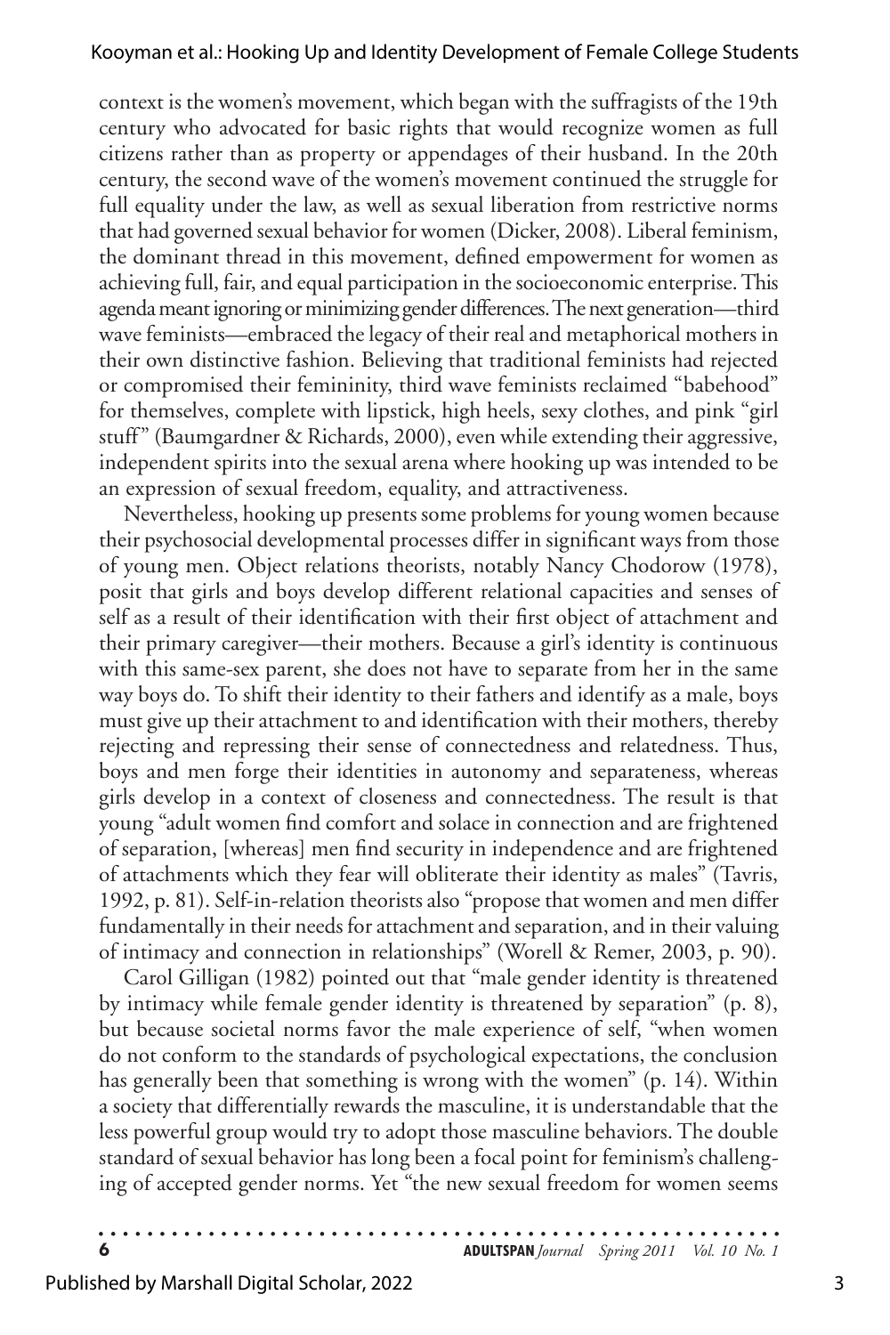context is the women's movement, which began with the suffragists of the 19th century who advocated for basic rights that would recognize women as full citizens rather than as property or appendages of their husband. In the 20th century, the second wave of the women's movement continued the struggle for full equality under the law, as well as sexual liberation from restrictive norms that had governed sexual behavior for women (Dicker, 2008). Liberal feminism, the dominant thread in this movement, defined empowerment for women as achieving full, fair, and equal participation in the socioeconomic enterprise. This agenda meant ignoring or minimizing gender differences. The next generation—third wave feminists—embraced the legacy of their real and metaphorical mothers in their own distinctive fashion. Believing that traditional feminists had rejected or compromised their femininity, third wave feminists reclaimed "babehood" for themselves, complete with lipstick, high heels, sexy clothes, and pink "girl stuff" (Baumgardner & Richards, 2000), even while extending their aggressive, independent spirits into the sexual arena where hooking up was intended to be an expression of sexual freedom, equality, and attractiveness.

Nevertheless, hooking up presents some problems for young women because their psychosocial developmental processes differ in significant ways from those of young men. Object relations theorists, notably Nancy Chodorow (1978), posit that girls and boys develop different relational capacities and senses of self as a result of their identification with their first object of attachment and their primary caregiver—their mothers. Because a girl's identity is continuous with this same-sex parent, she does not have to separate from her in the same way boys do. To shift their identity to their fathers and identify as a male, boys must give up their attachment to and identification with their mothers, thereby rejecting and repressing their sense of connectedness and relatedness. Thus, boys and men forge their identities in autonomy and separateness, whereas girls develop in a context of closeness and connectedness. The result is that young "adult women find comfort and solace in connection and are frightened of separation, [whereas] men find security in independence and are frightened of attachments which they fear will obliterate their identity as males" (Tavris, 1992, p. 81). Self-in-relation theorists also "propose that women and men differ fundamentally in their needs for attachment and separation, and in their valuing of intimacy and connection in relationships" (Worell & Remer, 2003, p. 90).

Carol Gilligan (1982) pointed out that "male gender identity is threatened by intimacy while female gender identity is threatened by separation" (p. 8), but because societal norms favor the male experience of self, "when women do not conform to the standards of psychological expectations, the conclusion has generally been that something is wrong with the women" (p. 14). Within a society that differentially rewards the masculine, it is understandable that the less powerful group would try to adopt those masculine behaviors. The double standard of sexual behavior has long been a focal point for feminism's challenging of accepted gender norms. Yet "the new sexual freedom for women seems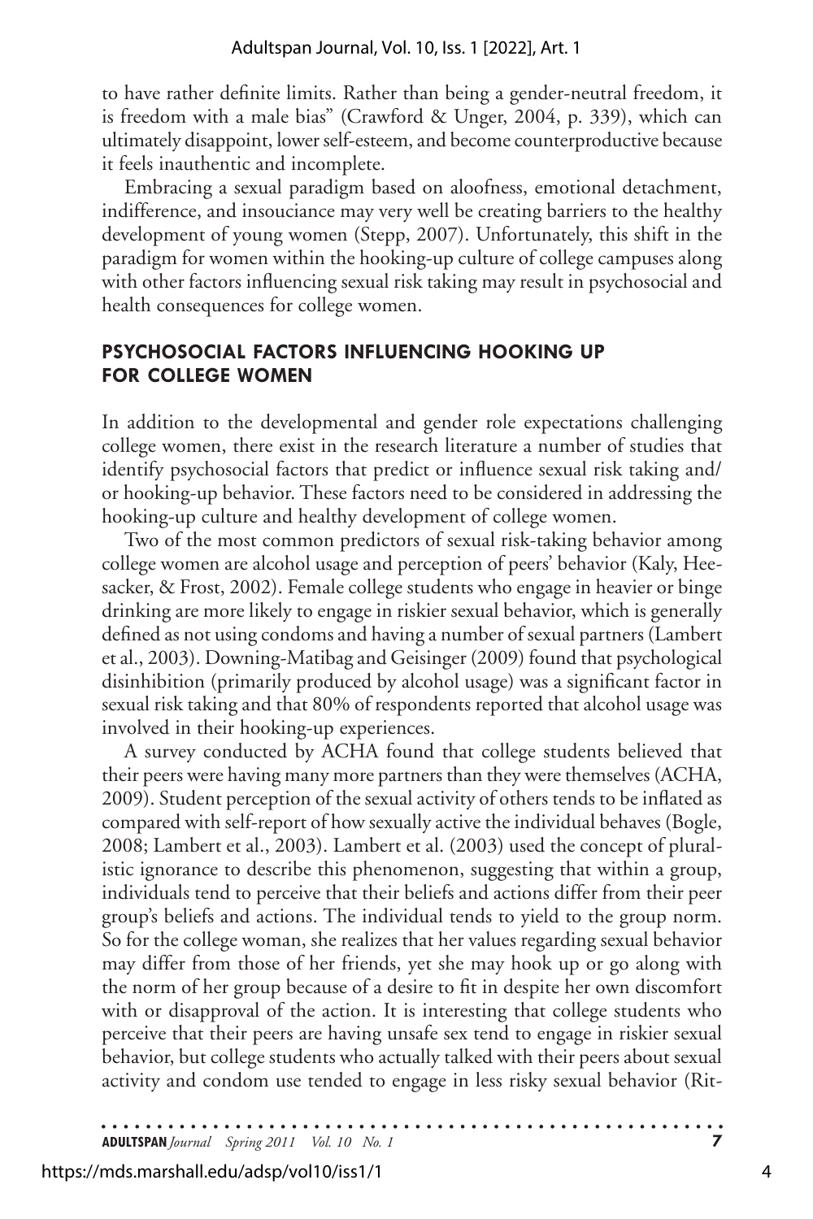to have rather definite limits. Rather than being a gender-neutral freedom, it is freedom with a male bias" (Crawford & Unger, 2004, p. 339), which can ultimately disappoint, lower self-esteem, and become counterproductive because it feels inauthentic and incomplete.

Embracing a sexual paradigm based on aloofness, emotional detachment, indifference, and insouciance may very well be creating barriers to the healthy development of young women (Stepp, 2007). Unfortunately, this shift in the paradigm for women within the hooking-up culture of college campuses along with other factors influencing sexual risk taking may result in psychosocial and health consequences for college women.

## PSYCHOSOCIAL FACTORS INFLUENCING HOOKING UP FOR COLLEGE WOMEN

In addition to the developmental and gender role expectations challenging college women, there exist in the research literature a number of studies that identify psychosocial factors that predict or influence sexual risk taking and/or hooking-up behavior. These factors need to be considered in addressing the hooking-up culture and healthy development of college women.

Two of the most common predictors of sexual risk-taking behavior among college women are alcohol usage and perception of peers' behavior (Kaly, Heesacker, & Frost, 2002). Female college students who engage in heavier or binge drinking are more likely to engage in riskier sexual behavior, which is generally defined as not using condoms and having a number of sexual partners (Lambert et al., 2003). Downing-Matibag and Geisinger (2009) found that psychological disinhibition (primarily produced by alcohol usage) was a significant factor in sexual risk taking and that 80% of respondents reported that alcohol usage was involved in their hooking-up experiences.

A survey conducted by ACHA found that college students believed that their peers were having many more partners than they were themselves (ACHA, 2009). Student perception of the sexual activity of others tends to be inflated as compared with self-report of how sexually active the individual behaves (Bogle, 2008; Lambert et al., 2003). Lambert et al. (2003) used the concept of pluralistic ignorance to describe this phenomenon, suggesting that within a group, individuals tend to perceive that their beliefs and actions differ from their peer group's beliefs and actions. The individual tends to yield to the group norm. So for the college woman, she realizes that her values regarding sexual behavior may differ from those of her friends, yet she may hook up or go along with the norm of her group because of a desire to fit in despite her own discomfort with or disapproval of the action. It is interesting that college students who perceive that their peers are having unsafe sex tend to engage in riskier sexual behavior, but college students who actually talked with their peers about sexual activity and condom use tended to engage in less risky sexual behavior (Rit-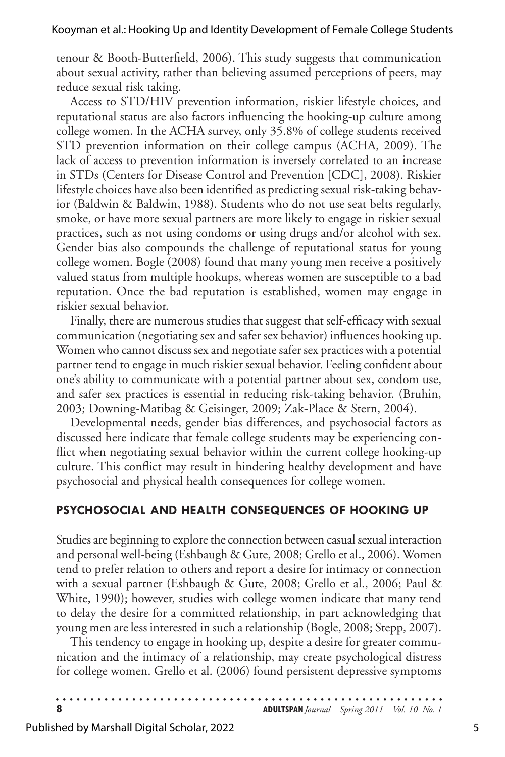tenour & Booth-Butterfield, 2006). This study suggests that communication about sexual activity, rather than believing assumed perceptions of peers, may reduce sexual risk taking.

Access to STD/HIV prevention information, riskier lifestyle choices, and reputational status are also factors influencing the hooking-up culture among college women. In the ACHA survey, only 35.8% of college students received STD prevention information on their college campus (ACHA, 2009). The lack of access to prevention information is inversely correlated to an increase in STDs (Centers for Disease Control and Prevention [CDC], 2008). Riskier lifestyle choices have also been identified as predicting sexual risk-taking behavior (Baldwin & Baldwin, 1988). Students who do not use seat belts regularly, smoke, or have more sexual partners are more likely to engage in riskier sexual practices, such as not using condoms or using drugs and/or alcohol with sex. Gender bias also compounds the challenge of reputational status for young college women. Bogle (2008) found that many young men receive a positively valued status from multiple hookups, whereas women are susceptible to a bad reputation. Once the bad reputation is established, women may engage in riskier sexual behavior.

Finally, there are numerous studies that suggest that self-efficacy with sexual communication (negotiating sex and safer sex behavior) influences hooking up. Women who cannot discuss sex and negotiate safer sex practices with a potential partner tend to engage in much riskier sexual behavior. Feeling confident about one's ability to communicate with a potential partner about sex, condom use, and safer sex practices is essential in reducing risk-taking behavior. (Bruhin, 2003; Downing-Matibag & Geisinger, 2009; Zak-Place & Stern, 2004).

Developmental needs, gender bias differences, and psychosocial factors as discussed here indicate that female college students may be experiencing conflict when negotiating sexual behavior within the current college hooking-up culture. This conflict may result in hindering healthy development and have psychosocial and physical health consequences for college women.

## PSYCHOSOCIAL AND HEALTH CONSEQUENCES OF HOOKING UP

Studies are beginning to explore the connection between casual sexual interaction and personal well-being (Eshbaugh & Gute, 2008; Grello et al., 2006). Women tend to prefer relation to others and report a desire for intimacy or connection with a sexual partner (Eshbaugh & Gute, 2008; Grello et al., 2006; Paul & White, 1990); however, studies with college women indicate that many tend to delay the desire for a committed relationship, in part acknowledging that young men are less interested in such a relationship (Bogle, 2008; Stepp, 2007).

This tendency to engage in hooking up, despite a desire for greater communication and the intimacy of a relationship, may create psychological distress for college women. Grello et al. (2006) found persistent depressive symptoms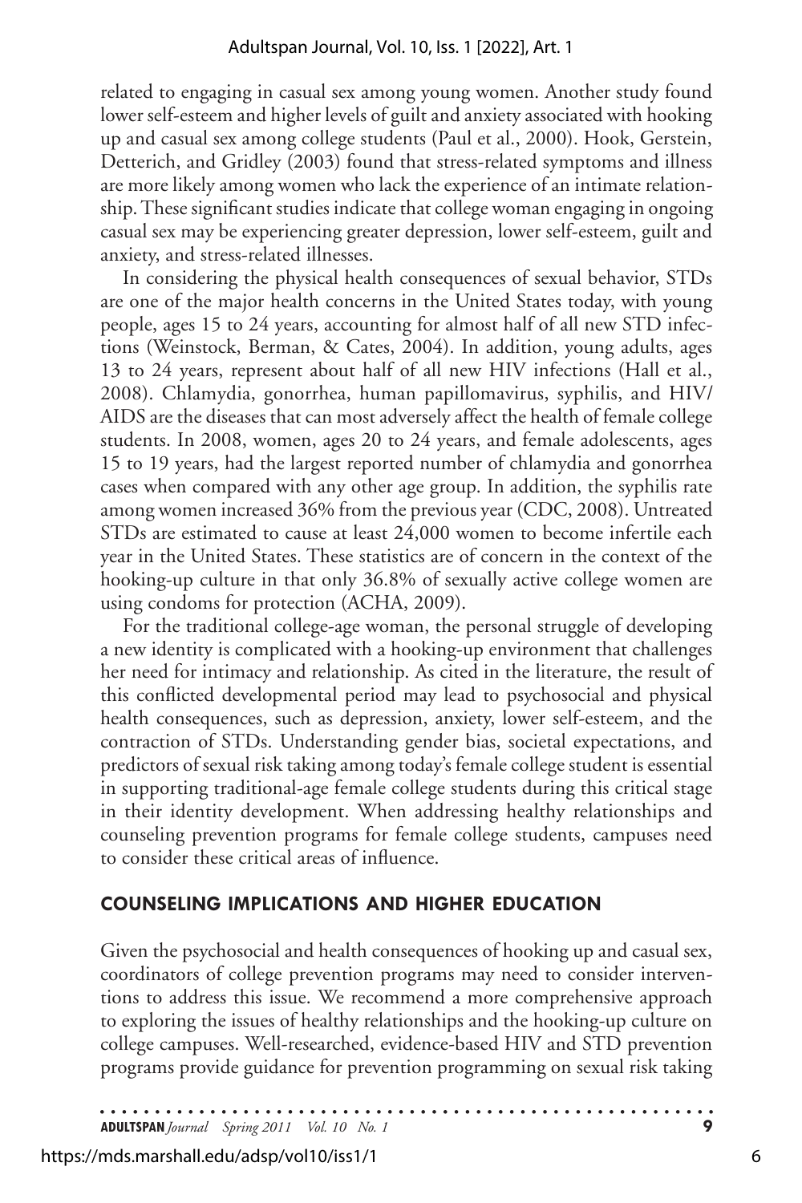related to engaging in casual sex among young women. Another study found lower self-esteem and higher levels of guilt and anxiety associated with hooking up and casual sex among college students (Paul et al., 2000). Hook, Gerstein, Detterich, and Gridley (2003) found that stress-related symptoms and illness are more likely among women who lack the experience of an intimate relationship. These significant studies indicate that college woman engaging in ongoing casual sex may be experiencing greater depression, lower self-esteem, guilt and anxiety, and stress-related illnesses.

In considering the physical health consequences of sexual behavior, STDs are one of the major health concerns in the United States today, with young people, ages 15 to 24 years, accounting for almost half of all new STD infections (Weinstock, Berman, & Cates, 2004). In addition, young adults, ages 13 to 24 years, represent about half of all new HIV infections (Hall et al., 2008). Chlamydia, gonorrhea, human papillomavirus, syphilis, and HIV/AIDS are the diseases that can most adversely affect the health of female college students. In 2008, women, ages 20 to 24 years, and female adolescents, ages 15 to 19 years, had the largest reported number of chlamydia and gonorrhea cases when compared with any other age group. In addition, the syphilis rate among women increased 36% from the previous year (CDC, 2008). Untreated STDs are estimated to cause at least 24,000 women to become infertile each year in the United States. These statistics are of concern in the context of the hooking-up culture in that only 36.8% of sexually active college women are using condoms for protection (ACHA, 2009).

For the traditional college-age woman, the personal struggle of developing a new identity is complicated with a hooking-up environment that challenges her need for intimacy and relationship. As cited in the literature, the result of this conflicted developmental period may lead to psychosocial and physical health consequences, such as depression, anxiety, lower self-esteem, and the contraction of STDs. Understanding gender bias, societal expectations, and predictors of sexual risk taking among today's female college student is essential in supporting traditional-age female college students during this critical stage in their identity development. When addressing healthy relationships and counseling prevention programs for female college students, campuses need to consider these critical areas of influence.

## COUNSELING IMPLICATIONS AND HIGHER EDUCATION

Given the psychosocial and health consequences of hooking up and casual sex, coordinators of college prevention programs may need to consider interventions to address this issue. We recommend a more comprehensive approach to exploring the issues of healthy relationships and the hooking-up culture on college campuses. Well-researched, evidence-based HIV and STD prevention programs provide guidance for prevention programming on sexual risk taking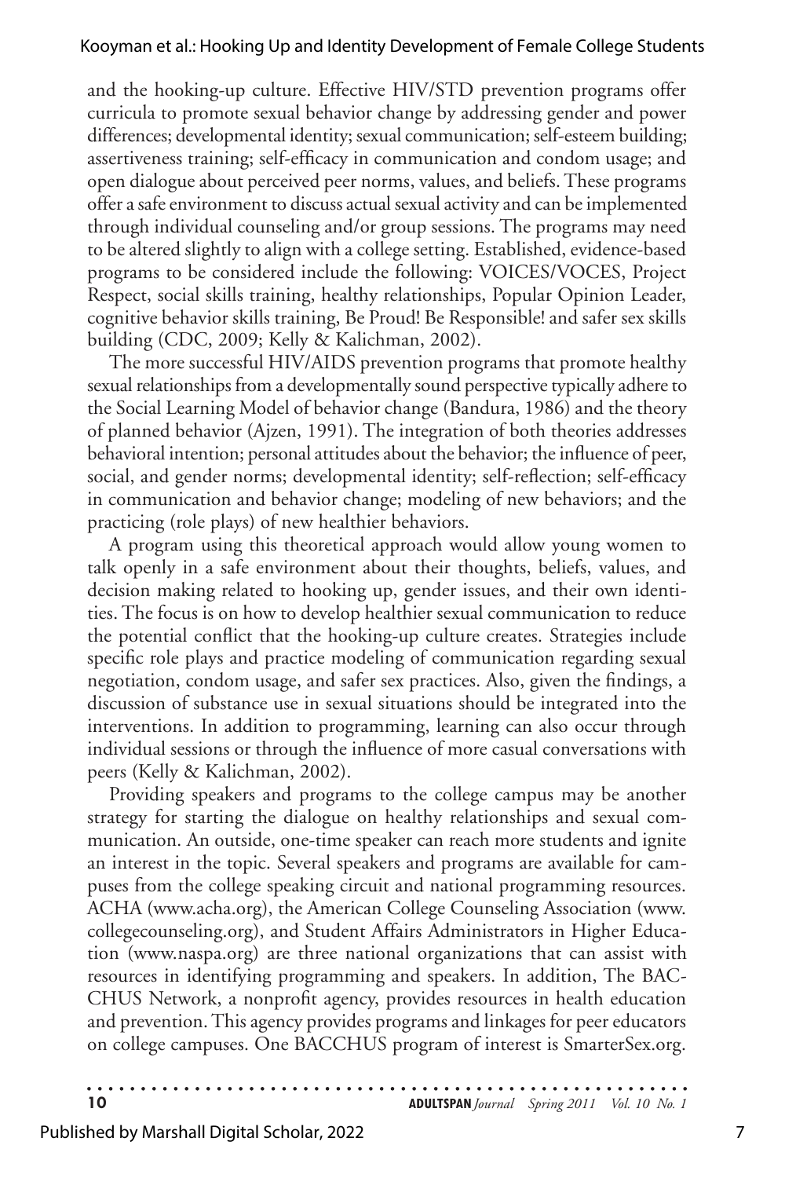and the hooking-up culture. Effective HIV/STD prevention programs offer curricula to promote sexual behavior change by addressing gender and power differences; developmental identity; sexual communication; self-esteem building; assertiveness training; self-efficacy in communication and condom usage; and open dialogue about perceived peer norms, values, and beliefs. These programs offer a safe environment to discuss actual sexual activity and can be implemented through individual counseling and/or group sessions. The programs may need to be altered slightly to align with a college setting. Established, evidence-based programs to be considered include the following: VOICES/VOCES, Project Respect, social skills training, healthy relationships, Popular Opinion Leader, cognitive behavior skills training, Be Proud! Be Responsible! and safer sex skills building (CDC, 2009; Kelly & Kalichman, 2002).

The more successful HIV/AIDS prevention programs that promote healthy sexual relationships from a developmentally sound perspective typically adhere to the Social Learning Model of behavior change (Bandura, 1986) and the theory of planned behavior (Ajzen, 1991). The integration of both theories addresses behavioral intention; personal attitudes about the behavior; the influence of peer, social, and gender norms; developmental identity; self-reflection; self-efficacy in communication and behavior change; modeling of new behaviors; and the practicing (role plays) of new healthier behaviors.

A program using this theoretical approach would allow young women to talk openly in a safe environment about their thoughts, beliefs, values, and decision making related to hooking up, gender issues, and their own identities. The focus is on how to develop healthier sexual communication to reduce the potential conflict that the hooking-up culture creates. Strategies include specific role plays and practice modeling of communication regarding sexual negotiation, condom usage, and safer sex practices. Also, given the findings, a discussion of substance use in sexual situations should be integrated into the interventions. In addition to programming, learning can also occur through individual sessions or through the influence of more casual conversations with peers (Kelly & Kalichman, 2002).

Providing speakers and programs to the college campus may be another strategy for starting the dialogue on healthy relationships and sexual communication. An outside, one-time speaker can reach more students and ignite an interest in the topic. Several speakers and programs are available for campuses from the college speaking circuit and national programming resources. ACHA (www.acha.org), the American College Counseling Association (www.collegecounseling.org), and Student Affairs Administrators in Higher Education (www.naspa.org) are three national organizations that can assist with resources in identifying programming and speakers. In addition, The BACCHUS Network, a nonprofit agency, provides resources in health education and prevention. This agency provides programs and linkages for peer educators on college campuses. One BACCHUS program of interest is SmarterSex.org.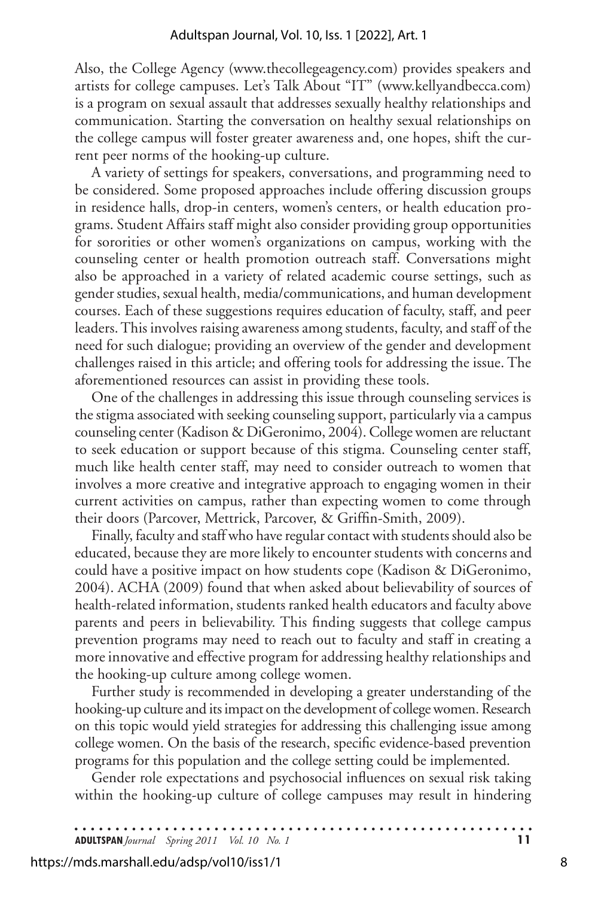Also, the College Agency (www.thecollegeagency.com) provides speakers and artists for college campuses. Let's Talk About "IT" (www.kellyandbecca.com) is a program on sexual assault that addresses sexually healthy relationships and communication. Starting the conversation on healthy sexual relationships on the college campus will foster greater awareness and, one hopes, shift the current peer norms of the hooking-up culture.

A variety of settings for speakers, conversations, and programming need to be considered. Some proposed approaches include offering discussion groups in residence halls, drop-in centers, women's centers, or health education programs. Student Affairs staff might also consider providing group opportunities for sororities or other women's organizations on campus, working with the counseling center or health promotion outreach staff. Conversations might also be approached in a variety of related academic course settings, such as gender studies, sexual health, media/communications, and human development courses. Each of these suggestions requires education of faculty, staff, and peer leaders. This involves raising awareness among students, faculty, and staff of the need for such dialogue; providing an overview of the gender and development challenges raised in this article; and offering tools for addressing the issue. The aforementioned resources can assist in providing these tools.

One of the challenges in addressing this issue through counseling services is the stigma associated with seeking counseling support, particularly via a campus counseling center (Kadison & DiGeronimo, 2004). College women are reluctant to seek education or support because of this stigma. Counseling center staff, much like health center staff, may need to consider outreach to women that involves a more creative and integrative approach to engaging women in their current activities on campus, rather than expecting women to come through their doors (Parcover, Mettrick, Parcover, & Griffin-Smith, 2009).

Finally, faculty and staff who have regular contact with students should also be educated, because they are more likely to encounter students with concerns and could have a positive impact on how students cope (Kadison & DiGeronimo, 2004). ACHA (2009) found that when asked about believability of sources of health-related information, students ranked health educators and faculty above parents and peers in believability. This finding suggests that college campus prevention programs may need to reach out to faculty and staff in creating a more innovative and effective program for addressing healthy relationships and the hooking-up culture among college women.

Further study is recommended in developing a greater understanding of the hooking-up culture and its impact on the development of college women. Research on this topic would yield strategies for addressing this challenging issue among college women. On the basis of the research, specific evidence-based prevention programs for this population and the college setting could be implemented.

Gender role expectations and psychosocial influences on sexual risk taking within the hooking-up culture of college campuses may result in hindering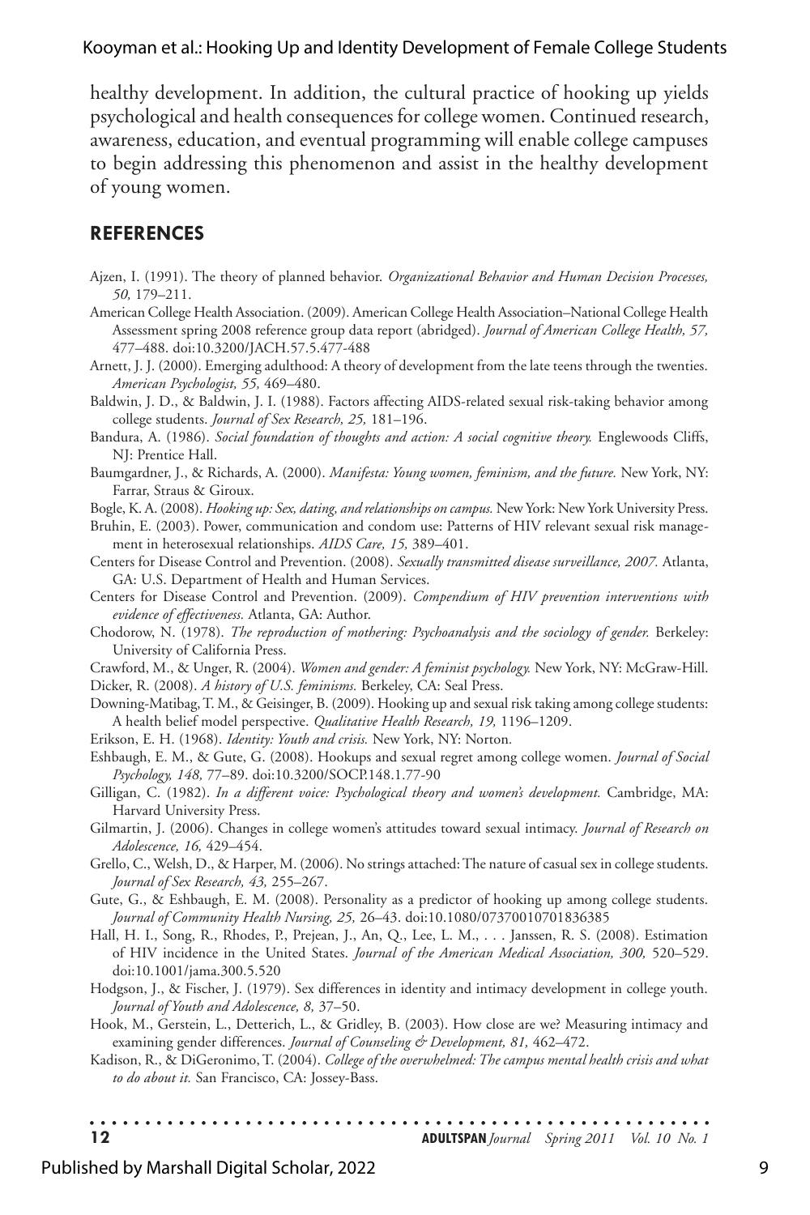healthy development. In addition, the cultural practice of hooking up yields psychological and health consequences for college women. Continued research, awareness, education, and eventual programming will enable college campuses to begin addressing this phenomenon and assist in the healthy development of young women.

## REFERENCES

Ajzen, I. (1991). The theory of planned behavior. *Organizational Behavior and Human Decision Processes, 50,* 179–211.

American College Health Association. (2009). American College Health Association–National College Health Assessment spring 2008 reference group data report (abridged). *Journal of American College Health, 57,* 477–488. doi:10.3200/JACH.57.5.477-488

Arnett, J. J. (2000). Emerging adulthood: A theory of development from the late teens through the twenties. *American Psychologist, 55,* 469–480.

Baldwin, J. D., & Baldwin, J. I. (1988). Factors affecting AIDS-related sexual risk-taking behavior among college students. *Journal of Sex Research, 25,* 181–196.

Bandura, A. (1986). *Social foundation of thoughts and action: A social cognitive theory.* Englewoods Cliffs, NJ: Prentice Hall.

Baumgardner, J., & Richards, A. (2000). *Manifesta: Young women, feminism, and the future.* New York, NY: Farrar, Straus & Giroux.

Bogle, K. A. (2008). *Hooking up: Sex, dating, and relationships on campus.* New York: New York University Press.

Bruhin, E. (2003). Power, communication and condom use: Patterns of HIV relevant sexual risk management in heterosexual relationships. *AIDS Care, 15,* 389–401.

Centers for Disease Control and Prevention. (2008). *Sexually transmitted disease surveillance, 2007.* Atlanta, GA: U.S. Department of Health and Human Services.

Centers for Disease Control and Prevention. (2009). *Compendium of HIV prevention interventions with evidence of effectiveness.* Atlanta, GA: Author.

Chodorow, N. (1978). *The reproduction of mothering: Psychoanalysis and the sociology of gender.* Berkeley: University of California Press.

Crawford, M., & Unger, R. (2004). *Women and gender: A feminist psychology.* New York, NY: McGraw-Hill.

Dicker, R. (2008). *A history of U.S. feminisms.* Berkeley, CA: Seal Press.

Downing-Matibag, T. M., & Geisinger, B. (2009). Hooking up and sexual risk taking among college students: A health belief model perspective. *Qualitative Health Research, 19,* 1196–1209.

Erikson, E. H. (1968). *Identity: Youth and crisis.* New York, NY: Norton.

Eshbaugh, E. M., & Gute, G. (2008). Hookups and sexual regret among college women. *Journal of Social Psychology, 148,* 77–89. doi:10.3200/SOCP.148.1.77-90

Gilligan, C. (1982). *In a different voice: Psychological theory and women's development.* Cambridge, MA: Harvard University Press.

Gilmartin, J. (2006). Changes in college women's attitudes toward sexual intimacy. *Journal of Research on Adolescence, 16,* 429–454.

Grello, C., Welsh, D., & Harper, M. (2006). No strings attached: The nature of casual sex in college students. *Journal of Sex Research, 43,* 255–267.

Gute, G., & Eshbaugh, E. M. (2008). Personality as a predictor of hooking up among college students. *Journal of Community Health Nursing, 25,* 26–43. doi:10.1080/07370010701836385

Hall, H. I., Song, R., Rhodes, P., Prejean, J., An, Q., Lee, L. M., . . . Janssen, R. S. (2008). Estimation of HIV incidence in the United States. *Journal of the American Medical Association, 300,* 520–529. doi:10.1001/jama.300.5.520

Hodgson, J., & Fischer, J. (1979). Sex differences in identity and intimacy development in college youth. *Journal of Youth and Adolescence, 8,* 37–50.

Hook, M., Gerstein, L., Detterich, L., & Gridley, B. (2003). How close are we? Measuring intimacy and examining gender differences. *Journal of Counseling & Development, 81,* 462–472.

Kadison, R., & DiGeronimo, T. (2004). *College of the overwhelmed: The campus mental health crisis and what to do about it.* San Francisco, CA: Jossey-Bass.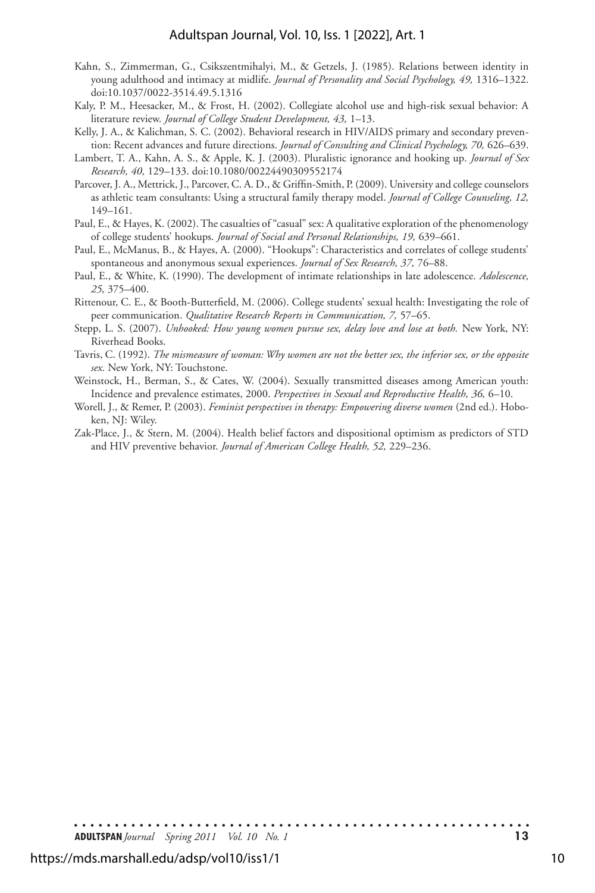Kahn, S., Zimmerman, G., Csikszentmihalyi, M., & Getzels, J. (1985). Relations between identity in young adulthood and intimacy at midlife. *Journal of Personality and Social Psychology, 49,* 1316–1322. doi:10.1037/0022-3514.49.5.1316

Kaly, P. M., Heesacker, M., & Frost, H. (2002). Collegiate alcohol use and high-risk sexual behavior: A literature review. *Journal of College Student Development, 43,* 1–13.

Kelly, J. A., & Kalichman, S. C. (2002). Behavioral research in HIV/AIDS primary and secondary prevention: Recent advances and future directions. *Journal of Consulting and Clinical Psychology, 70,* 626–639.

Lambert, T. A., Kahn, A. S., & Apple, K. J. (2003). Pluralistic ignorance and hooking up. *Journal of Sex Research, 40,* 129–133. doi:10.1080/00224490309552174

Parcover, J. A., Mettrick, J., Parcover, C. A. D., & Griffin-Smith, P. (2009). University and college counselors as athletic team consultants: Using a structural family therapy model. *Journal of College Counseling, 12,* 149–161.

Paul, E., & Hayes, K. (2002). The casualties of "casual" sex: A qualitative exploration of the phenomenology of college students' hookups. *Journal of Social and Personal Relationships, 19,* 639–661.

Paul, E., McManus, B., & Hayes, A. (2000). "Hookups": Characteristics and correlates of college students' spontaneous and anonymous sexual experiences. *Journal of Sex Research, 37,* 76–88.

Paul, E., & White, K. (1990). The development of intimate relationships in late adolescence. *Adolescence, 25,* 375–400.

Rittenour, C. E., & Booth-Butterfield, M. (2006). College students' sexual health: Investigating the role of peer communication. *Qualitative Research Reports in Communication, 7,* 57–65.

Stepp, L. S. (2007). *Unhooked: How young women pursue sex, delay love and lose at both.* New York, NY: Riverhead Books.

Tavris, C. (1992). *The mismeasure of woman: Why women are not the better sex, the inferior sex, or the opposite sex.* New York, NY: Touchstone.

Weinstock, H., Berman, S., & Cates, W. (2004). Sexually transmitted diseases among American youth: Incidence and prevalence estimates, 2000. *Perspectives in Sexual and Reproductive Health, 36,* 6–10.

Worell, J., & Remer, P. (2003). *Feminist perspectives in therapy: Empowering diverse women* (2nd ed.). Hoboken, NJ: Wiley.

Zak-Place, J., & Stern, M. (2004). Health belief factors and dispositional optimism as predictors of STD and HIV preventive behavior. *Journal of American College Health, 52,* 229–236.